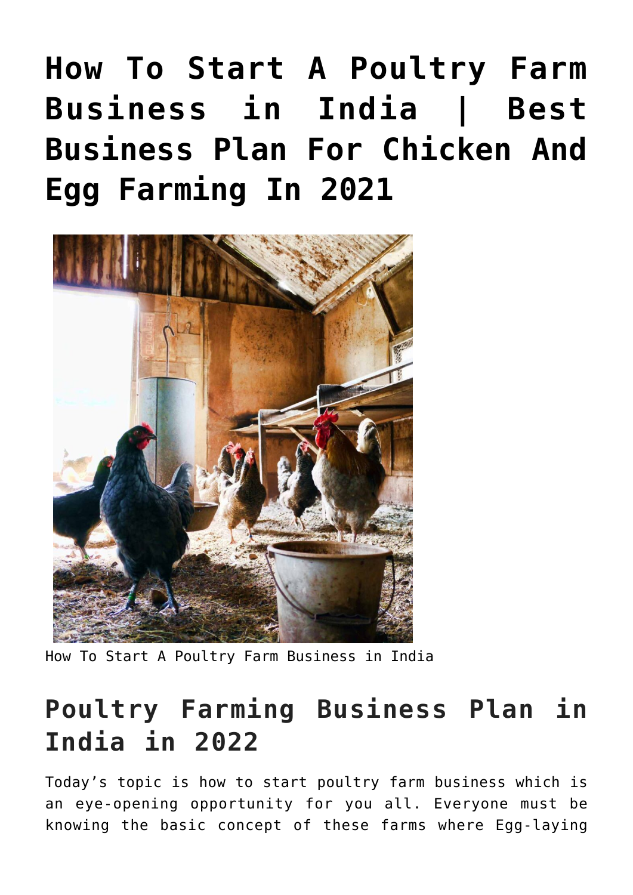# How To Start A Poultry Farm Business in India | Best Business Plan For Chicken And Egg Farming In 2021

How To Start A Poultry Farm Business in India

## Poultry Farming Business Plan in India in 2022

Today's topic is how to start poultry farm business which is an eye-opening opportunity for you all. Everyone must be knowing the basic concept of these farms where Egg-laying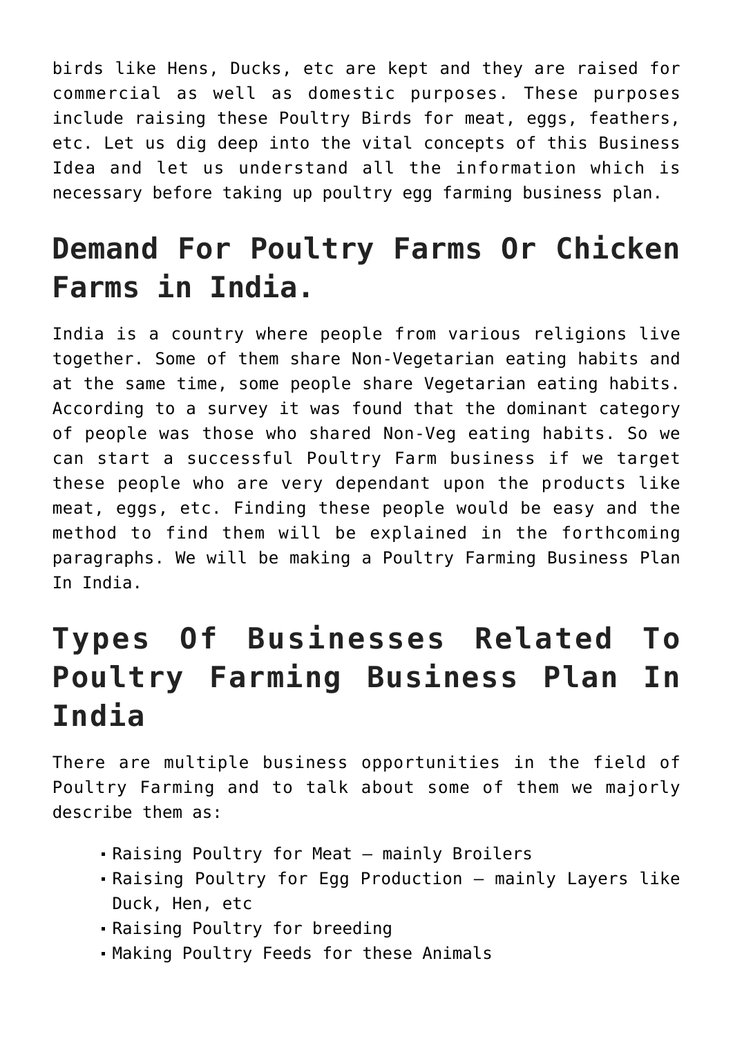birds like Hens, Ducks, etc are kept and they are raised for commercial as well as domestic purposes. These purposes include raising these Poultry Birds for meat, eggs, feathers, etc. Let us dig deep into the vital concepts of this Business Idea and let us understand all the information which is necessary before taking up poultry egg farming business plan.

## Demand For Poultry Farms Or Chicken Farms in India.

India is a country where people from various religions live together. Some of them share Non-Vegetarian eating habits and at the same time, some people share Vegetarian eating habits. According to a survey it was found that the dominant category of people was those who shared Non-Veg eating habits. So we can start a successful Poultry Farm business if we target these people who are very dependant upon the products like meat, eggs, etc. Finding these people would be easy and the method to find them will be explained in the forthcoming paragraphs. We will be making a Poultry Farming Business Plan In India.

## Types Of Businesses Related To Poultry Farming Business Plan In India

There are multiple business opportunities in the field of Poultry Farming and to talk about some of them we majorly describe them as:

- Raising Poultry for Meat – mainly Broilers
- Raising Poultry for Egg Production – mainly Layers like Duck, Hen, etc
- Raising Poultry for breeding
- Making Poultry Feeds for these Animals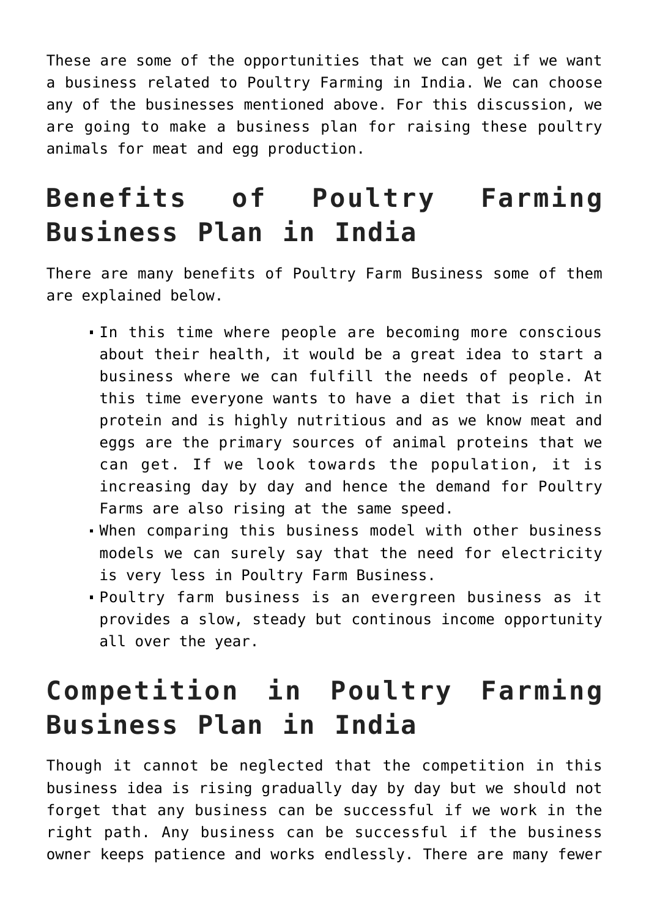These are some of the opportunities that we can get if we want a business related to Poultry Farming in India. We can choose any of the businesses mentioned above. For this discussion, we are going to make a business plan for raising these poultry animals for meat and egg production.

## Benefits of Poultry Farming Business Plan in India

There are many benefits of Poultry Farm Business some of them are explained below.

- In this time where people are becoming more conscious about their health, it would be a great idea to start a business where we can fulfill the needs of people. At this time everyone wants to have a diet that is rich in protein and is highly nutritious and as we know meat and eggs are the primary sources of animal proteins that we can get. If we look towards the population, it is increasing day by day and hence the demand for Poultry Farms are also rising at the same speed.
- When comparing this business model with other business models we can surely say that the need for electricity is very less in Poultry Farm Business.
- Poultry farm business is an evergreen business as it provides a slow, steady but continous income opportunity all over the year.

## Competition in Poultry Farming Business Plan in India

Though it cannot be neglected that the competition in this business idea is rising gradually day by day but we should not forget that any business can be successful if we work in the right path. Any business can be successful if the business owner keeps patience and works endlessly. There are many fewer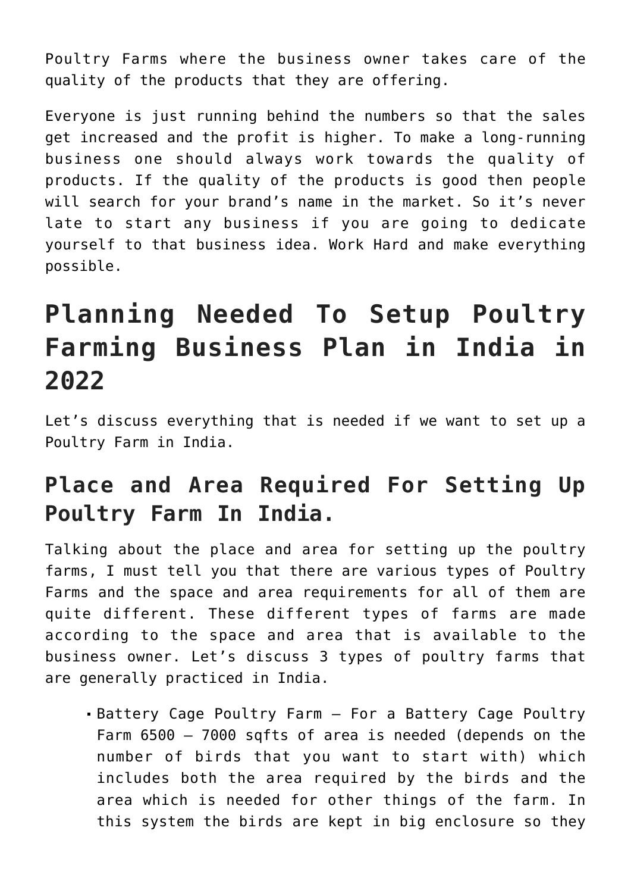Poultry Farms where the business owner takes care of the quality of the products that they are offering.

Everyone is just running behind the numbers so that the sales get increased and the profit is higher. To make a long-running business one should always work towards the quality of products. If the quality of the products is good then people will search for your brand's name in the market. So it's never late to start any business if you are going to dedicate yourself to that business idea. Work Hard and make everything possible.

# Planning Needed To Setup Poultry Farming Business Plan in India in 2022

Let's discuss everything that is needed if we want to set up a Poultry Farm in India.

## Place and Area Required For Setting Up Poultry Farm In India.

Talking about the place and area for setting up the poultry farms, I must tell you that there are various types of Poultry Farms and the space and area requirements for all of them are quite different. These different types of farms are made according to the space and area that is available to the business owner. Let's discuss 3 types of poultry farms that are generally practiced in India.

- Battery Cage Poultry Farm – For a Battery Cage Poultry Farm 6500 – 7000 sqfts of area is needed (depends on the number of birds that you want to start with) which includes both the area required by the birds and the area which is needed for other things of the farm. In this system the birds are kept in big enclosure so they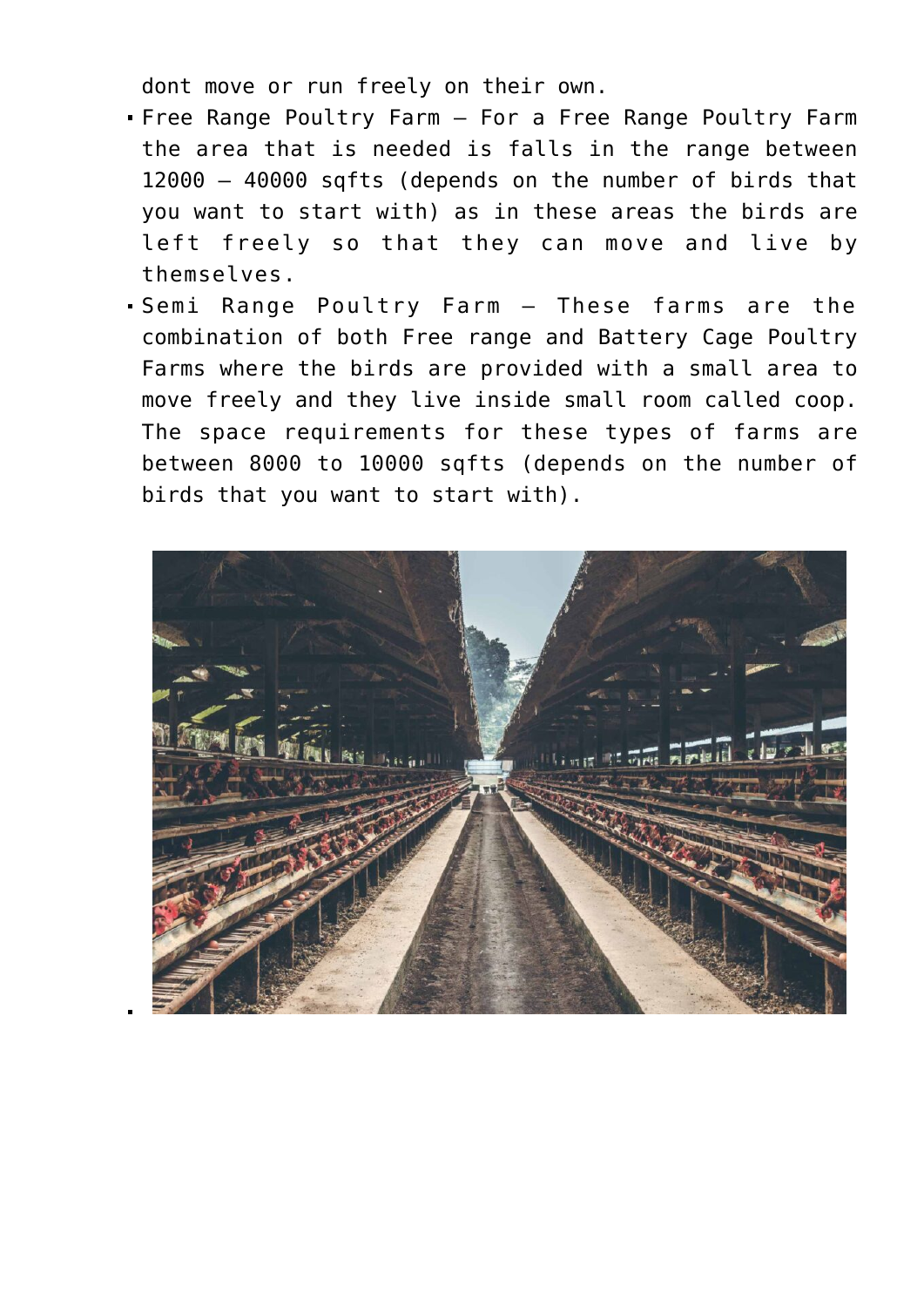dont move or run freely on their own.

- Free Range Poultry Farm – For a Free Range Poultry Farm the area that is needed is falls in the range between 12000 – 40000 sqfts (depends on the number of birds that you want to start with) as in these areas the birds are left freely so that they can move and live by themselves.
- Semi Range Poultry Farm – These farms are the combination of both Free range and Battery Cage Poultry Farms where the birds are provided with a small area to move freely and they live inside small room called coop. The space requirements for these types of farms are between 8000 to 10000 sqfts (depends on the number of birds that you want to start with).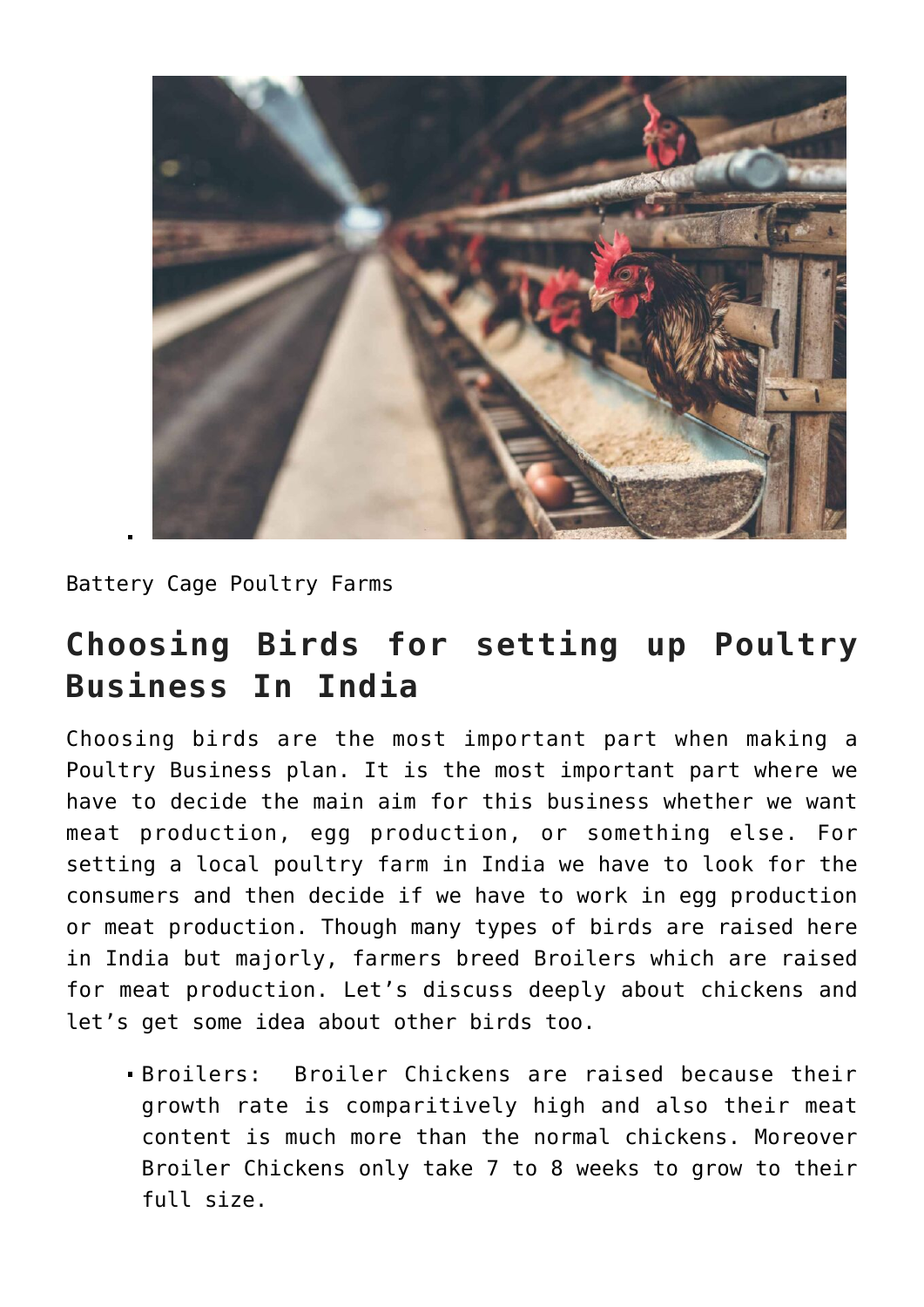- 

Battery Cage Poultry Farms

## Choosing Birds for setting up Poultry Business In India

Choosing birds are the most important part when making a Poultry Business plan. It is the most important part where we have to decide the main aim for this business whether we want meat production, egg production, or something else. For setting a local poultry farm in India we have to look for the consumers and then decide if we have to work in egg production or meat production. Though many types of birds are raised here in India but majorly, farmers breed Broilers which are raised for meat production. Let's discuss deeply about chickens and let's get some idea about other birds too.

- Broilers: Broiler Chickens are raised because their growth rate is comparitively high and also their meat content is much more than the normal chickens. Moreover Broiler Chickens only take 7 to 8 weeks to grow to their full size.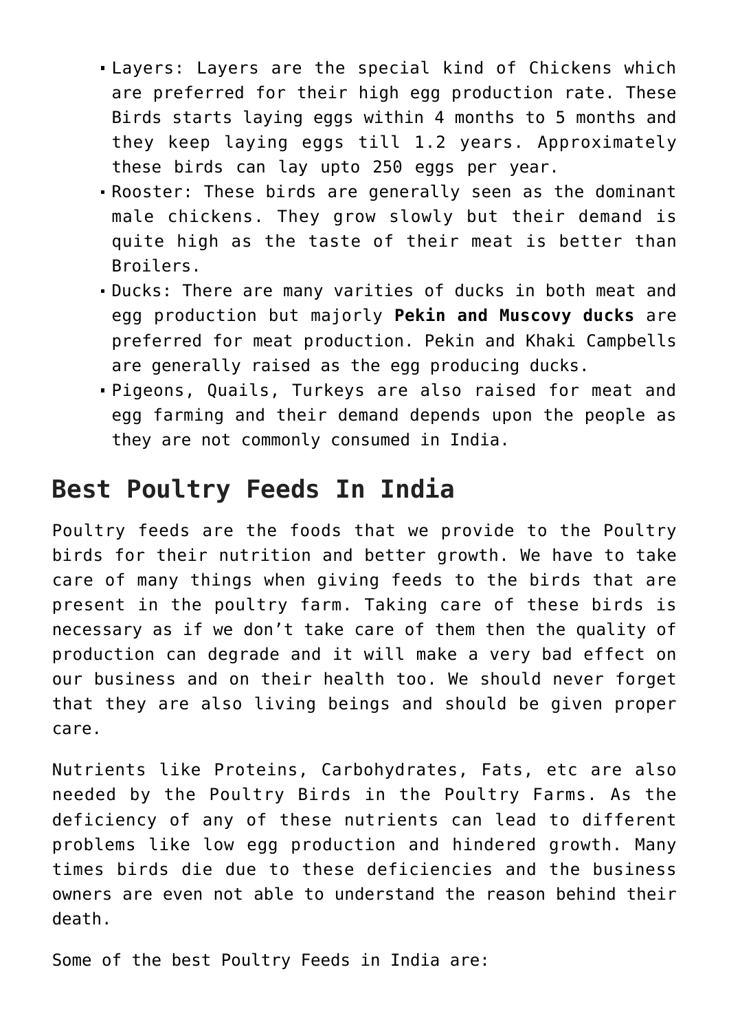- Layers: Layers are the special kind of Chickens which are preferred for their high egg production rate. These Birds starts laying eggs within 4 months to 5 months and they keep laying eggs till 1.2 years. Approximately these birds can lay upto 250 eggs per year.
- Rooster: These birds are generally seen as the dominant male chickens. They grow slowly but their demand is quite high as the taste of their meat is better than Broilers.
- Ducks: There are many varities of ducks in both meat and egg production but majorly **Pekin and Muscovy ducks** are preferred for meat production. Pekin and Khaki Campbells are generally raised as the egg producing ducks.
- Pigeons, Quails, Turkeys are also raised for meat and egg farming and their demand depends upon the people as they are not commonly consumed in India.

## Best Poultry Feeds In India

Poultry feeds are the foods that we provide to the Poultry birds for their nutrition and better growth. We have to take care of many things when giving feeds to the birds that are present in the poultry farm. Taking care of these birds is necessary as if we don't take care of them then the quality of production can degrade and it will make a very bad effect on our business and on their health too. We should never forget that they are also living beings and should be given proper care.

Nutrients like Proteins, Carbohydrates, Fats, etc are also needed by the Poultry Birds in the Poultry Farms. As the deficiency of any of these nutrients can lead to different problems like low egg production and hindered growth. Many times birds die due to these deficiencies and the business owners are even not able to understand the reason behind their death.

Some of the best Poultry Feeds in India are: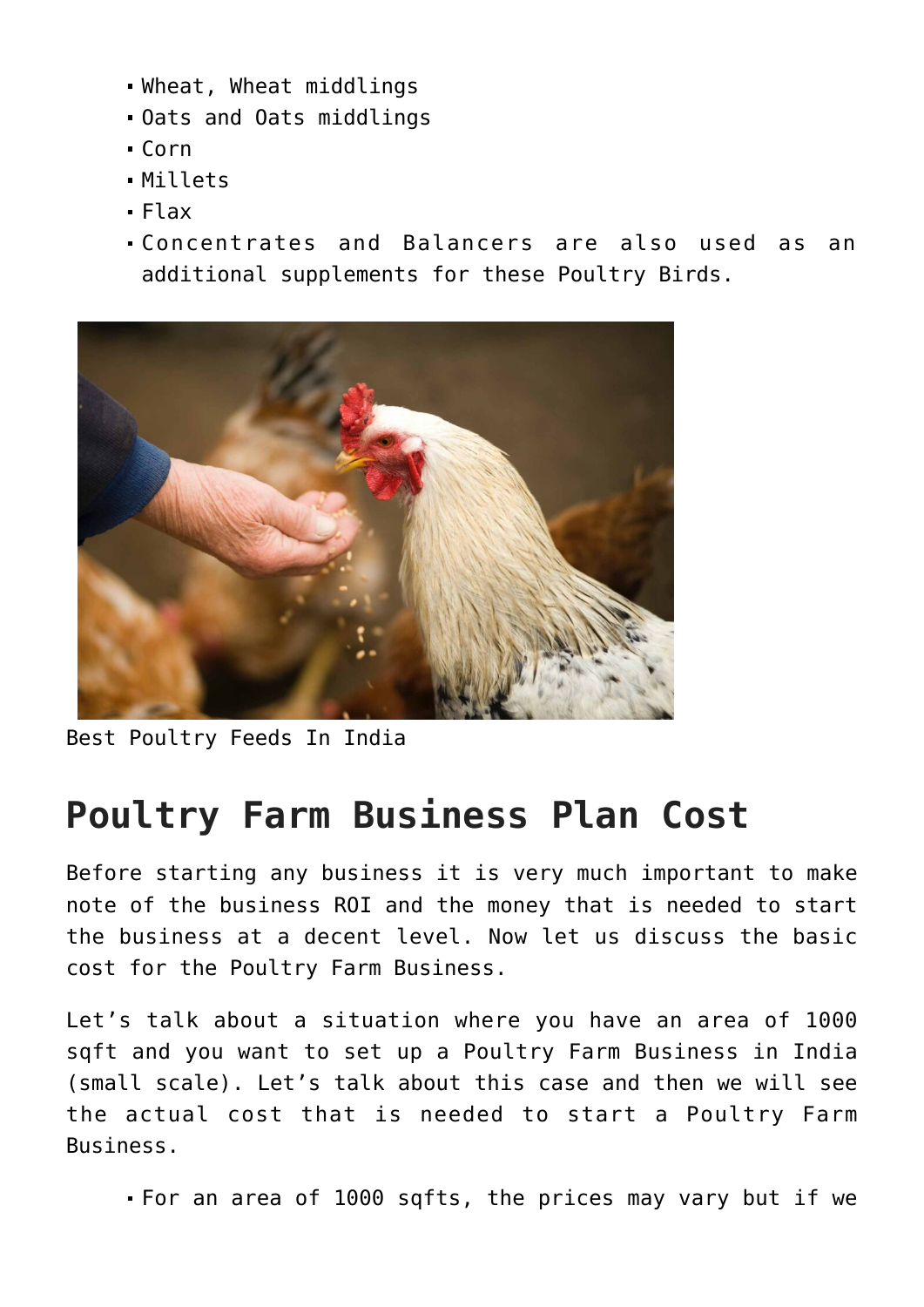- Wheat, Wheat middlings
- Oats and Oats middlings
- Corn
- Millets
- Flax
- Concentrates and Balancers are also used as an additional supplements for these Poultry Birds.

Best Poultry Feeds In India

## Poultry Farm Business Plan Cost

Before starting any business it is very much important to make note of the business ROI and the money that is needed to start the business at a decent level. Now let us discuss the basic cost for the Poultry Farm Business.

Let's talk about a situation where you have an area of 1000 sqft and you want to set up a Poultry Farm Business in India (small scale). Let's talk about this case and then we will see the actual cost that is needed to start a Poultry Farm Business.

- For an area of 1000 sqfts, the prices may vary but if we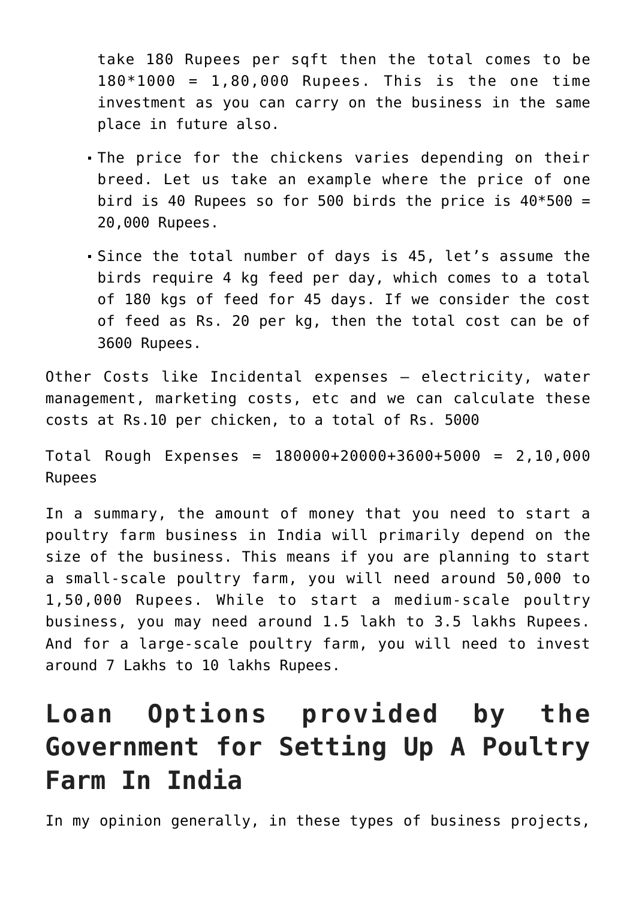take 180 Rupees per sqft then the total comes to be 180*1000 = 1,80,000 Rupees. This is the one time investment as you can carry on the business in the same place in future also.

- The price for the chickens varies depending on their breed. Let us take an example where the price of one bird is 40 Rupees so for 500 birds the price is 40*500 = 20,000 Rupees.
- Since the total number of days is 45, let's assume the birds require 4 kg feed per day, which comes to a total of 180 kgs of feed for 45 days. If we consider the cost of feed as Rs. 20 per kg, then the total cost can be of 3600 Rupees.

Other Costs like Incidental expenses – electricity, water management, marketing costs, etc and we can calculate these costs at Rs.10 per chicken, to a total of Rs. 5000

Total Rough Expenses = 180000+20000+3600+5000 = 2,10,000 Rupees

In a summary, the amount of money that you need to start a poultry farm business in India will primarily depend on the size of the business. This means if you are planning to start a small-scale poultry farm, you will need around 50,000 to 1,50,000 Rupees. While to start a medium-scale poultry business, you may need around 1.5 lakh to 3.5 lakhs Rupees. And for a large-scale poultry farm, you will need to invest around 7 Lakhs to 10 lakhs Rupees.

## Loan Options provided by the Government for Setting Up A Poultry Farm In India

In my opinion generally, in these types of business projects,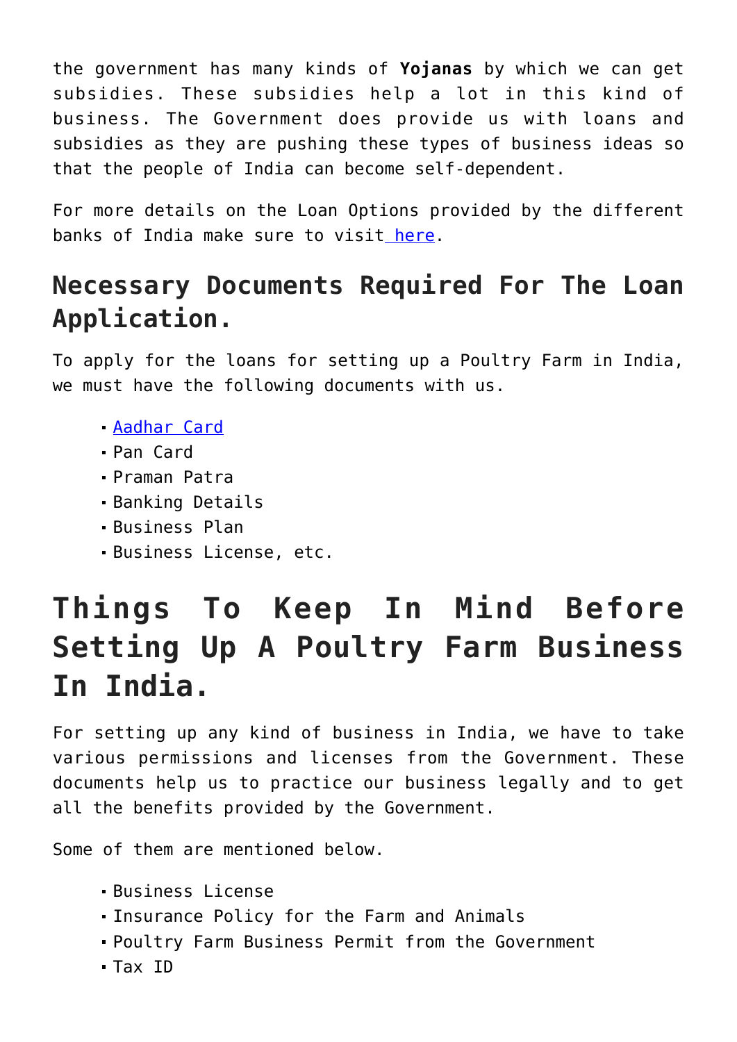the government has many kinds of **Yojanas** by which we can get subsidies. These subsidies help a lot in this kind of business. The Government does provide us with loans and subsidies as they are pushing these types of business ideas so that the people of India can become self-dependent.

For more details on the Loan Options provided by the different banks of India make sure to visit [here](#).

## Necessary Documents Required For The Loan Application.

To apply for the loans for setting up a Poultry Farm in India, we must have the following documents with us.

- [Aadhar Card](#)
- Pan Card
- Praman Patra
- Banking Details
- Business Plan
- Business License, etc.

# Things To Keep In Mind Before Setting Up A Poultry Farm Business In India.

For setting up any kind of business in India, we have to take various permissions and licenses from the Government. These documents help us to practice our business legally and to get all the benefits provided by the Government.

Some of them are mentioned below.

- Business License
- Insurance Policy for the Farm and Animals
- Poultry Farm Business Permit from the Government
- Tax ID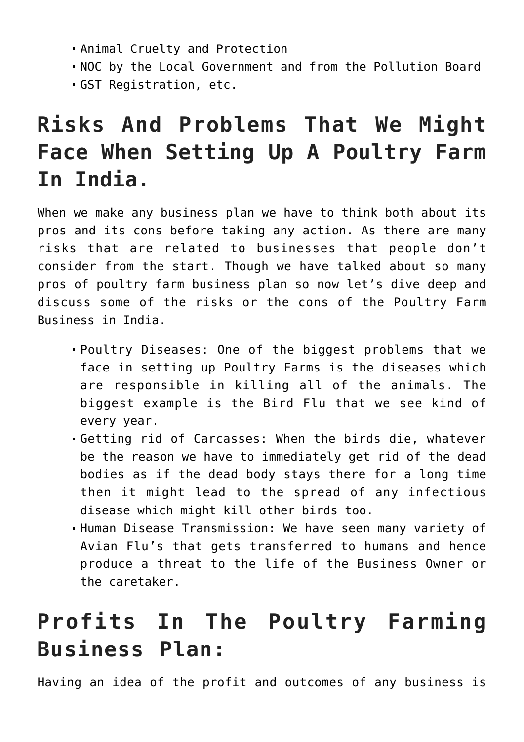- Animal Cruelty and Protection
- NOC by the Local Government and from the Pollution Board
- GST Registration, etc.

## Risks And Problems That We Might Face When Setting Up A Poultry Farm In India.

When we make any business plan we have to think both about its pros and its cons before taking any action. As there are many risks that are related to businesses that people don't consider from the start. Though we have talked about so many pros of poultry farm business plan so now let's dive deep and discuss some of the risks or the cons of the Poultry Farm Business in India.

- Poultry Diseases: One of the biggest problems that we face in setting up Poultry Farms is the diseases which are responsible in killing all of the animals. The biggest example is the Bird Flu that we see kind of every year.
- Getting rid of Carcasses: When the birds die, whatever be the reason we have to immediately get rid of the dead bodies as if the dead body stays there for a long time then it might lead to the spread of any infectious disease which might kill other birds too.
- Human Disease Transmission: We have seen many variety of Avian Flu's that gets transferred to humans and hence produce a threat to the life of the Business Owner or the caretaker.

## Profits In The Poultry Farming Business Plan:

Having an idea of the profit and outcomes of any business is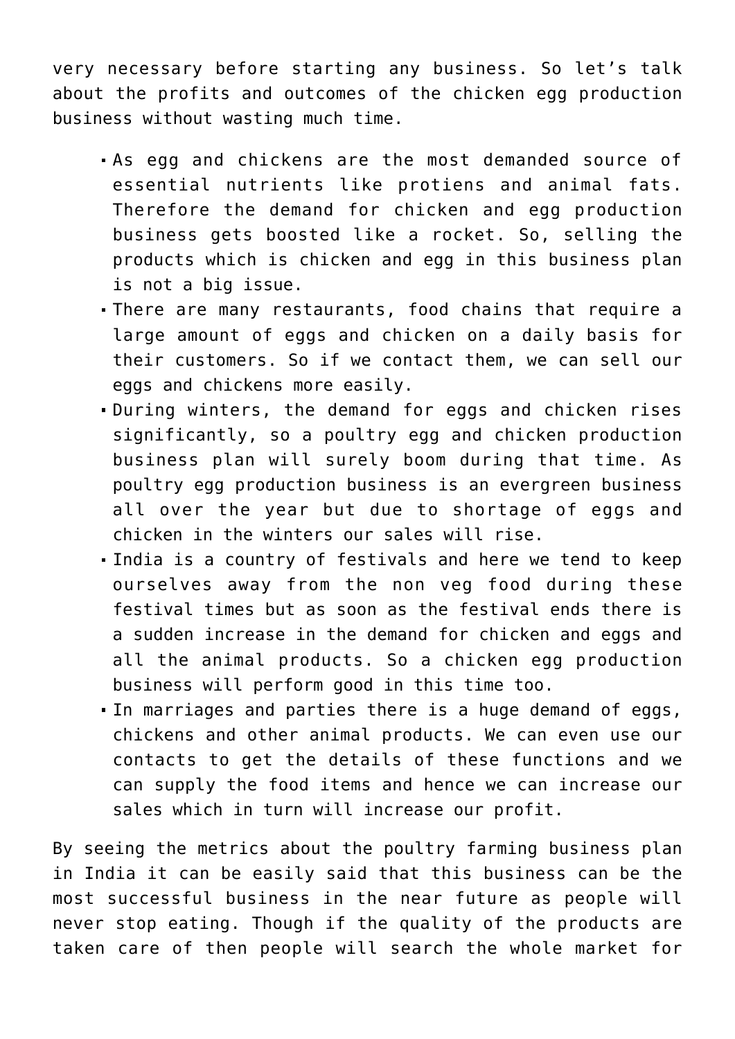very necessary before starting any business. So let's talk about the profits and outcomes of the chicken egg production business without wasting much time.

- As egg and chickens are the most demanded source of essential nutrients like protiens and animal fats. Therefore the demand for chicken and egg production business gets boosted like a rocket. So, selling the products which is chicken and egg in this business plan is not a big issue.
- There are many restaurants, food chains that require a large amount of eggs and chicken on a daily basis for their customers. So if we contact them, we can sell our eggs and chickens more easily.
- During winters, the demand for eggs and chicken rises significantly, so a poultry egg and chicken production business plan will surely boom during that time. As poultry egg production business is an evergreen business all over the year but due to shortage of eggs and chicken in the winters our sales will rise.
- India is a country of festivals and here we tend to keep ourselves away from the non veg food during these festival times but as soon as the festival ends there is a sudden increase in the demand for chicken and eggs and all the animal products. So a chicken egg production business will perform good in this time too.
- In marriages and parties there is a huge demand of eggs, chickens and other animal products. We can even use our contacts to get the details of these functions and we can supply the food items and hence we can increase our sales which in turn will increase our profit.

By seeing the metrics about the poultry farming business plan in India it can be easily said that this business can be the most successful business in the near future as people will never stop eating. Though if the quality of the products are taken care of then people will search the whole market for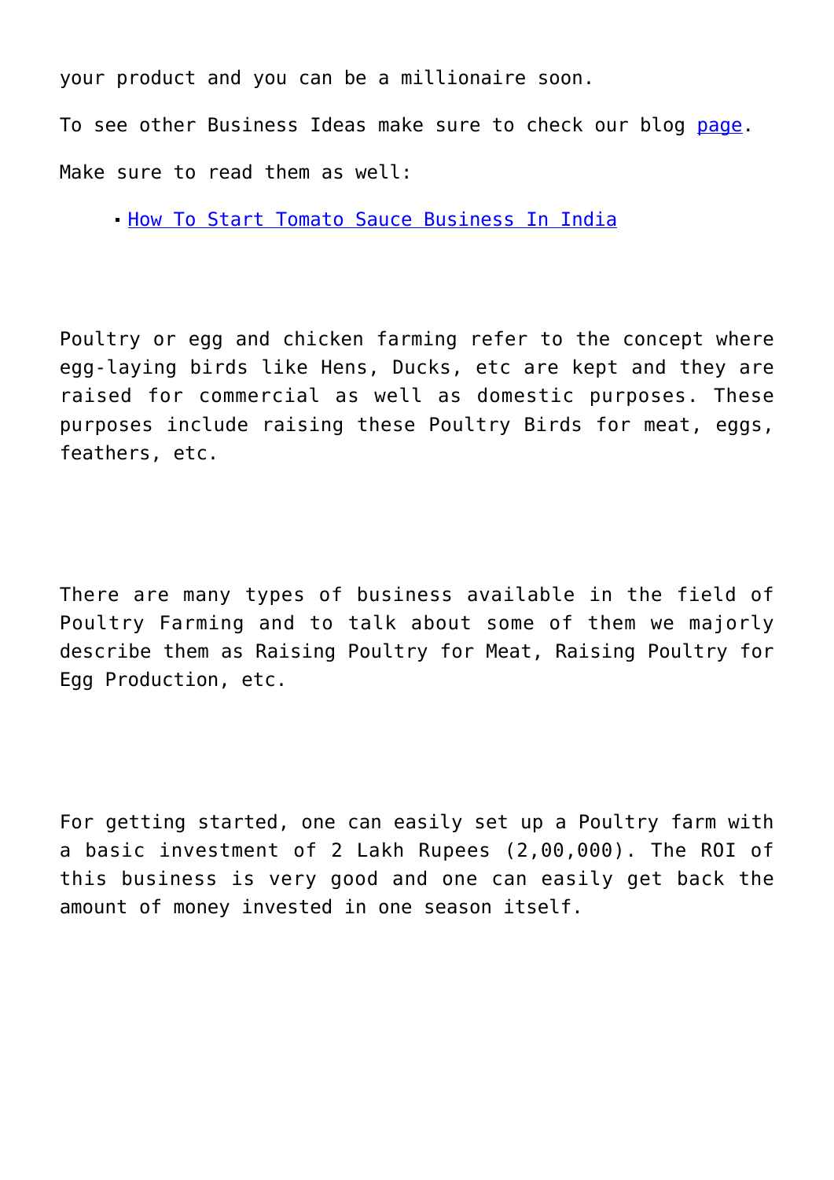your product and you can be a millionaire soon.

To see other Business Ideas make sure to check our blog page.

Make sure to read them as well:

- How To Start Tomato Sauce Business In India

Poultry or egg and chicken farming refer to the concept where egg-laying birds like Hens, Ducks, etc are kept and they are raised for commercial as well as domestic purposes. These purposes include raising these Poultry Birds for meat, eggs, feathers, etc.

There are many types of business available in the field of Poultry Farming and to talk about some of them we majorly describe them as Raising Poultry for Meat, Raising Poultry for Egg Production, etc.

For getting started, one can easily set up a Poultry farm with a basic investment of 2 Lakh Rupees (2,00,000). The ROI of this business is very good and one can easily get back the amount of money invested in one season itself.